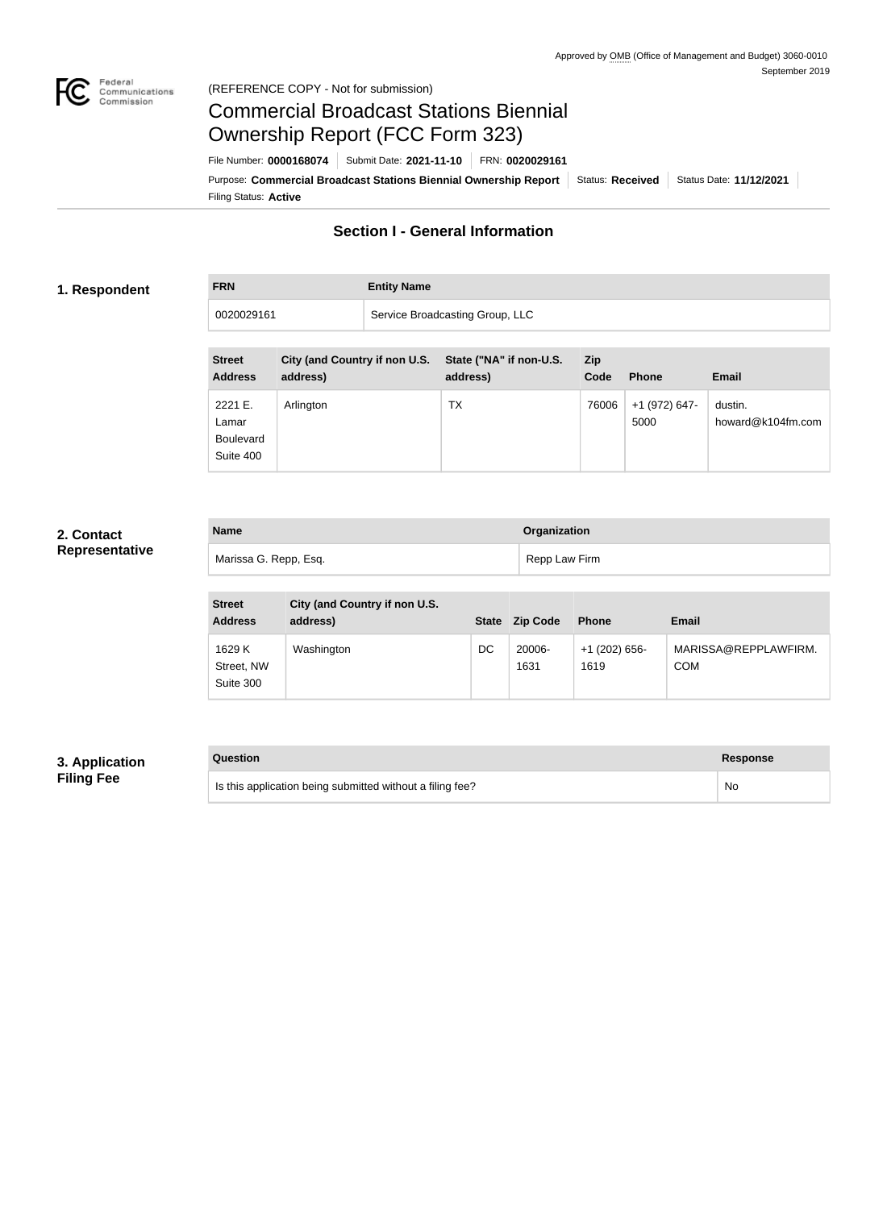Approved by OMB (Office of Management and Budget) 3060-0010
September 2019

(REFERENCE COPY - Not for submission)

# Commercial Broadcast Stations Biennial Ownership Report (FCC Form 323)

File Number: **0000168074** | Submit Date: **2021-11-10** | FRN: **0020029161**

Purpose: **Commercial Broadcast Stations Biennial Ownership Report** | Status: **Received** | Status Date: **11/12/2021**

Filing Status: **Active**

## Section I - General Information

### 1. Respondent

| FRN | Entity Name |
| --- | --- |
| 0020029161 | Service Broadcasting Group, LLC |

| Street Address | City (and Country if non U.S. address) | State ("NA" if non-U.S. address) | Zip Code | Phone | Email |
| --- | --- | --- | --- | --- | --- |
| 2221 E. Lamar Boulevard Suite 400 | Arlington | TX | 76006 | +1 (972) 647-5000 | dustin.howard@k104fm.com |

### 2. Contact Representative

| Name | Organization |
| --- | --- |
| Marissa G. Repp, Esq. | Repp Law Firm |

| Street Address | City (and Country if non U.S. address) | State | Zip Code | Phone | Email |
| --- | --- | --- | --- | --- | --- |
| 1629 K Street, NW Suite 300 | Washington | DC | 20006-1631 | +1 (202) 656-1619 | MARISSA@REPPLAWFIRM.COM |

### 3. Application Filing Fee

| Question | Response |
| --- | --- |
| Is this application being submitted without a filing fee? | No |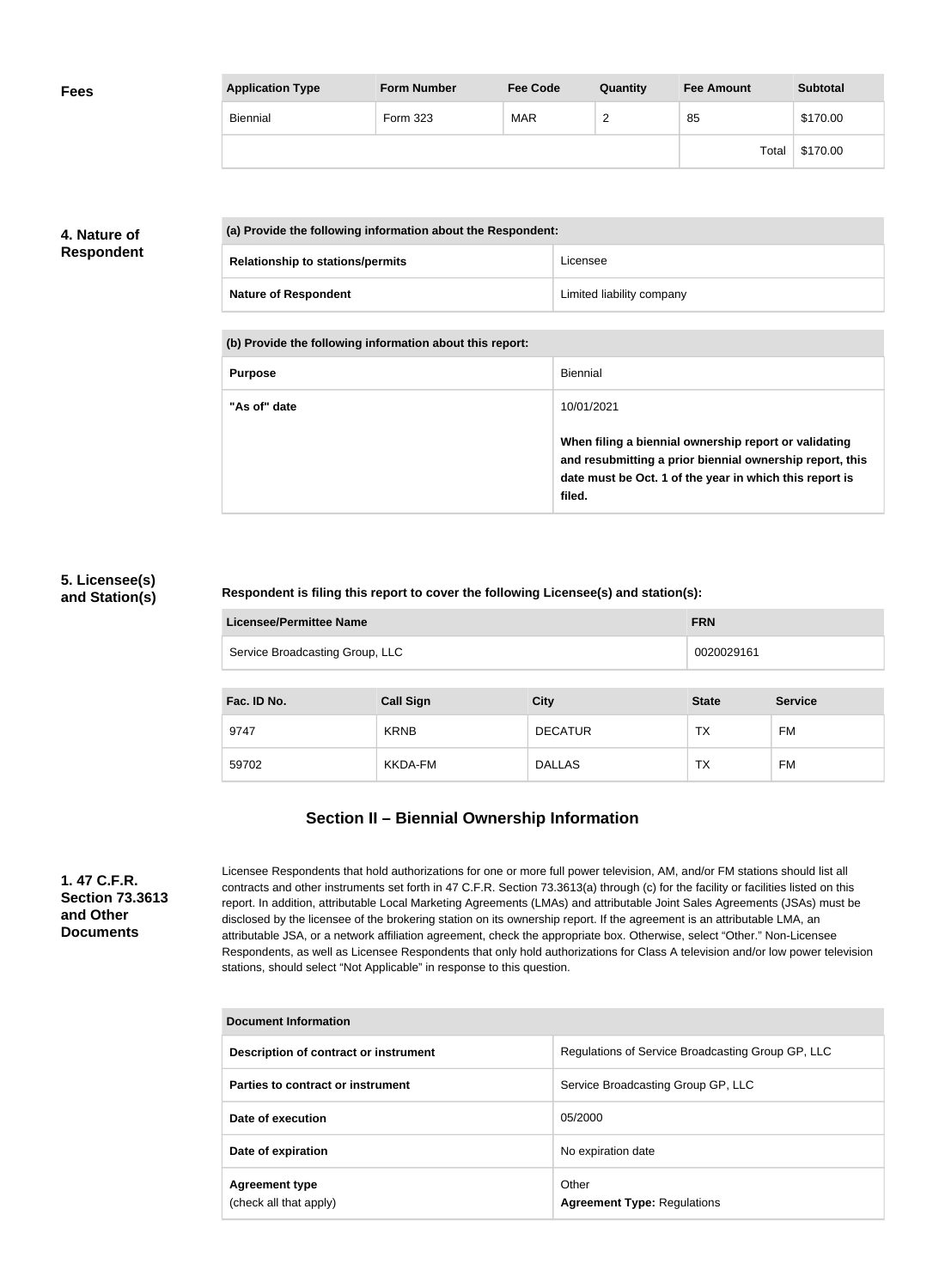## Fees

| Application Type | Form Number | Fee Code | Quantity | Fee Amount | Subtotal |
|---|---|---|---|---|---|
| Biennial | Form 323 | MAR | 2 | 85 | $170.00 |
| | | | | Total | $170.00 |

## 4. Nature of Respondent

| (a) Provide the following information about the Respondent: | |
|---|---|
| **Relationship to stations/permits** | Licensee |
| **Nature of Respondent** | Limited liability company |

| (b) Provide the following information about this report: | |
|---|---|
| **Purpose** | Biennial |
| **"As of" date** | 10/01/2021<br><br>**When filing a biennial ownership report or validating and resubmitting a prior biennial ownership report, this date must be Oct. 1 of the year in which this report is filed.** |

## 5. Licensee(s) and Station(s)

**Respondent is filing this report to cover the following Licensee(s) and station(s):**

| Licensee/Permittee Name | FRN |
|---|---|
| Service Broadcasting Group, LLC | 0020029161 |

| Fac. ID No. | Call Sign | City | State | Service |
|---|---|---|---|---|
| 9747 | KRNB | DECATUR | TX | FM |
| 59702 | KKDA-FM | DALLAS | TX | FM |

# Section II – Biennial Ownership Information

## 1. 47 C.F.R. Section 73.3613 and Other Documents

Licensee Respondents that hold authorizations for one or more full power television, AM, and/or FM stations should list all contracts and other instruments set forth in 47 C.F.R. Section 73.3613(a) through (c) for the facility or facilities listed on this report. In addition, attributable Local Marketing Agreements (LMAs) and attributable Joint Sales Agreements (JSAs) must be disclosed by the licensee of the brokering station on its ownership report. If the agreement is an attributable LMA, an attributable JSA, or a network affiliation agreement, check the appropriate box. Otherwise, select "Other." Non-Licensee Respondents, as well as Licensee Respondents that only hold authorizations for Class A television and/or low power television stations, should select "Not Applicable" in response to this question.

| Document Information | |
|---|---|
| **Description of contract or instrument** | Regulations of Service Broadcasting Group GP, LLC |
| **Parties to contract or instrument** | Service Broadcasting Group GP, LLC |
| **Date of execution** | 05/2000 |
| **Date of expiration** | No expiration date |
| **Agreement type**<br>(check all that apply) | Other<br>**Agreement Type:** Regulations |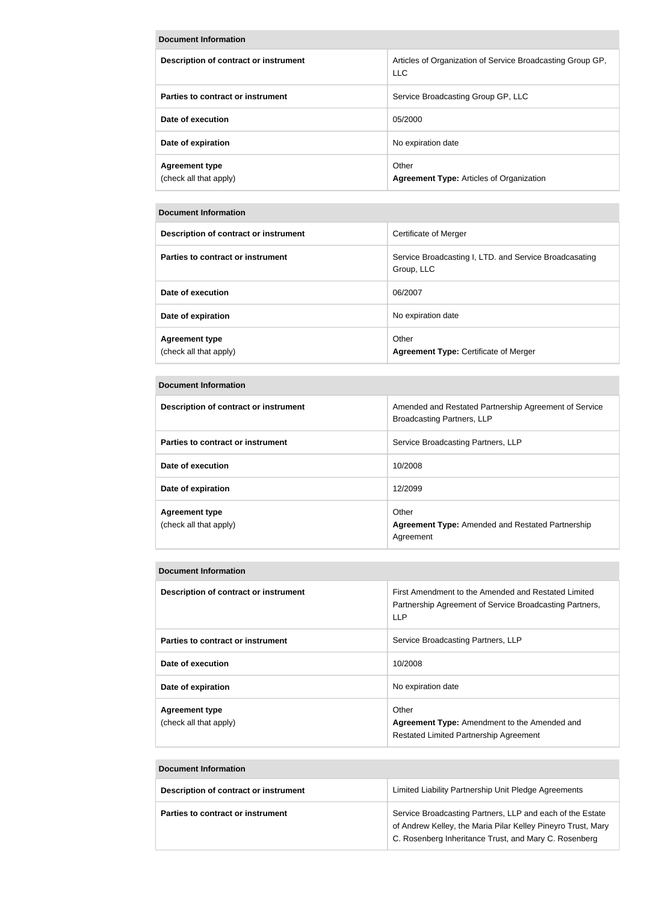| Document Information | |
|---|---|
| **Description of contract or instrument** | Articles of Organization of Service Broadcasting Group GP, LLC |
| **Parties to contract or instrument** | Service Broadcasting Group GP, LLC |
| **Date of execution** | 05/2000 |
| **Date of expiration** | No expiration date |
| **Agreement type** (check all that apply) | Other **Agreement Type:** Articles of Organization |

| Document Information | |
|---|---|
| **Description of contract or instrument** | Certificate of Merger |
| **Parties to contract or instrument** | Service Broadcasting I, LTD. and Service Broadcasating Group, LLC |
| **Date of execution** | 06/2007 |
| **Date of expiration** | No expiration date |
| **Agreement type** (check all that apply) | Other **Agreement Type:** Certificate of Merger |

| Document Information | |
|---|---|
| **Description of contract or instrument** | Amended and Restated Partnership Agreement of Service Broadcasting Partners, LLP |
| **Parties to contract or instrument** | Service Broadcasting Partners, LLP |
| **Date of execution** | 10/2008 |
| **Date of expiration** | 12/2099 |
| **Agreement type** (check all that apply) | Other **Agreement Type:** Amended and Restated Partnership Agreement |

| Document Information | |
|---|---|
| **Description of contract or instrument** | First Amendment to the Amended and Restated Limited Partnership Agreement of Service Broadcasting Partners, LLP |
| **Parties to contract or instrument** | Service Broadcasting Partners, LLP |
| **Date of execution** | 10/2008 |
| **Date of expiration** | No expiration date |
| **Agreement type** (check all that apply) | Other **Agreement Type:** Amendment to the Amended and Restated Limited Partnership Agreement |

| Document Information | |
|---|---|
| **Description of contract or instrument** | Limited Liability Partnership Unit Pledge Agreements |
| **Parties to contract or instrument** | Service Broadcasting Partners, LLP and each of the Estate of Andrew Kelley, the Maria Pilar Kelley Pineyro Trust, Mary C. Rosenberg Inheritance Trust, and Mary C. Rosenberg |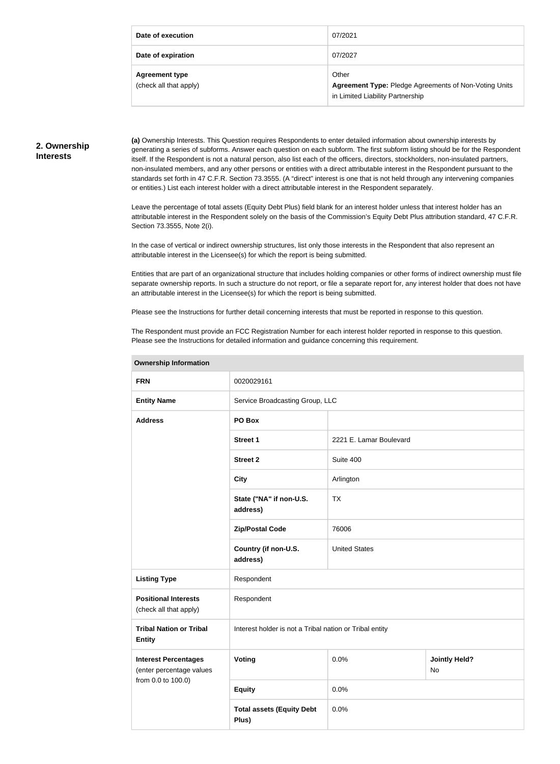| | |
|---|---|
| **Date of execution** | 07/2021 |
| **Date of expiration** | 07/2027 |
| **Agreement type** (check all that apply) | Other<br>**Agreement Type:** Pledge Agreements of Non-Voting Units in Limited Liability Partnership |

## 2. Ownership Interests

**(a)** Ownership Interests. This Question requires Respondents to enter detailed information about ownership interests by generating a series of subforms. Answer each question on each subform. The first subform listing should be for the Respondent itself. If the Respondent is not a natural person, also list each of the officers, directors, stockholders, non-insulated partners, non-insulated members, and any other persons or entities with a direct attributable interest in the Respondent pursuant to the standards set forth in 47 C.F.R. Section 73.3555. (A "direct" interest is one that is not held through any intervening companies or entities.) List each interest holder with a direct attributable interest in the Respondent separately.

Leave the percentage of total assets (Equity Debt Plus) field blank for an interest holder unless that interest holder has an attributable interest in the Respondent solely on the basis of the Commission's Equity Debt Plus attribution standard, 47 C.F.R. Section 73.3555, Note 2(i).

In the case of vertical or indirect ownership structures, list only those interests in the Respondent that also represent an attributable interest in the Licensee(s) for which the report is being submitted.

Entities that are part of an organizational structure that includes holding companies or other forms of indirect ownership must file separate ownership reports. In such a structure do not report, or file a separate report for, any interest holder that does not have an attributable interest in the Licensee(s) for which the report is being submitted.

Please see the Instructions for further detail concerning interests that must be reported in response to this question.

The Respondent must provide an FCC Registration Number for each interest holder reported in response to this question. Please see the Instructions for detailed information and guidance concerning this requirement.

| **Ownership Information** | | | |
|---|---|---|---|
| **FRN** | 0020029161 | | |
| **Entity Name** | Service Broadcasting Group, LLC | | |
| **Address** | **PO Box** | | |
| | **Street 1** | 2221 E. Lamar Boulevard | |
| | **Street 2** | Suite 400 | |
| | **City** | Arlington | |
| | **State ("NA" if non-U.S. address)** | TX | |
| | **Zip/Postal Code** | 76006 | |
| | **Country (if non-U.S. address)** | United States | |
| **Listing Type** | Respondent | | |
| **Positional Interests** (check all that apply) | Respondent | | |
| **Tribal Nation or Tribal Entity** | Interest holder is not a Tribal nation or Tribal entity | | |
| **Interest Percentages** (enter percentage values from 0.0 to 100.0) | **Voting** | 0.0% | **Jointly Held?** No |
| | **Equity** | 0.0% | |
| | **Total assets (Equity Debt Plus)** | 0.0% | |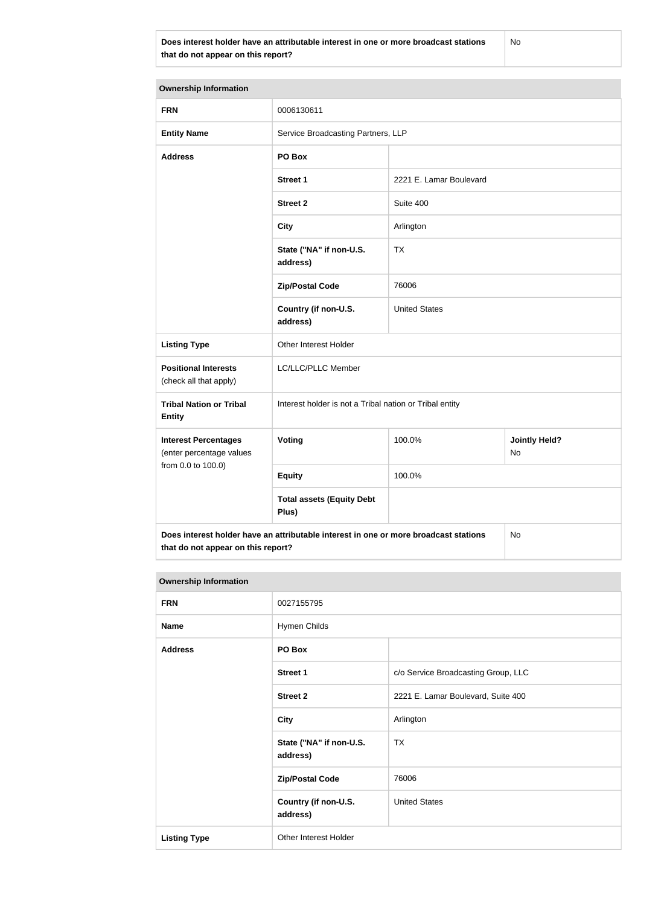| Does interest holder have an attributable interest in one or more broadcast stations that do not appear on this report? | No |
|---|---|

| Ownership Information | | | |
|---|---|---|---|
| **FRN** | 0006130611 | | |
| **Entity Name** | Service Broadcasting Partners, LLP | | |
| **Address** | **PO Box** | | |
| | **Street 1** | 2221 E. Lamar Boulevard | |
| | **Street 2** | Suite 400 | |
| | **City** | Arlington | |
| | **State ("NA" if non-U.S. address)** | TX | |
| | **Zip/Postal Code** | 76006 | |
| | **Country (if non-U.S. address)** | United States | |
| **Listing Type** | Other Interest Holder | | |
| **Positional Interests** (check all that apply) | LC/LLC/PLLC Member | | |
| **Tribal Nation or Tribal Entity** | Interest holder is not a Tribal nation or Tribal entity | | |
| **Interest Percentages** (enter percentage values from 0.0 to 100.0) | **Voting** | 100.0% | **Jointly Held?** No |
| | **Equity** | 100.0% | |
| | **Total assets (Equity Debt Plus)** | | |
| **Does interest holder have an attributable interest in one or more broadcast stations that do not appear on this report?** | | | No |

| Ownership Information | | |
|---|---|---|
| **FRN** | 0027155795 | |
| **Name** | Hymen Childs | |
| **Address** | **PO Box** | |
| | **Street 1** | c/o Service Broadcasting Group, LLC |
| | **Street 2** | 2221 E. Lamar Boulevard, Suite 400 |
| | **City** | Arlington |
| | **State ("NA" if non-U.S. address)** | TX |
| | **Zip/Postal Code** | 76006 |
| | **Country (if non-U.S. address)** | United States |
| **Listing Type** | Other Interest Holder | |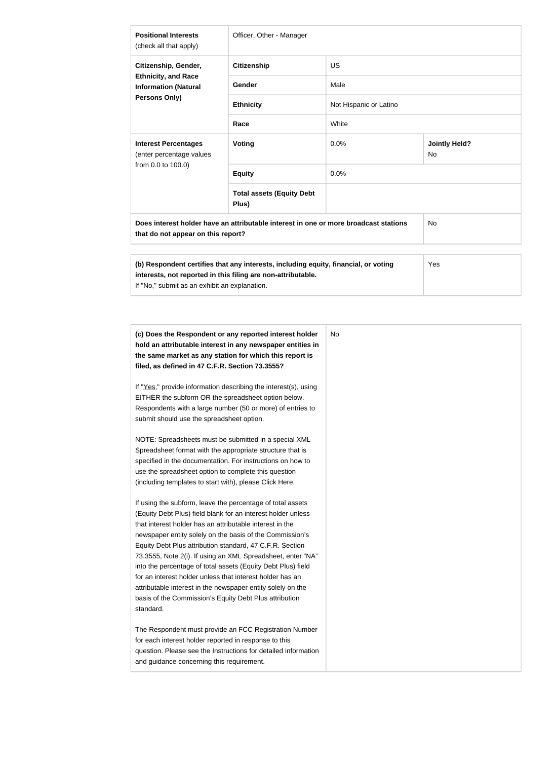| | | | |
|---|---|---|---|
| **Positional Interests** (check all that apply) | Officer, Other - Manager | | |
| **Citizenship, Gender, Ethnicity, and Race Information (Natural Persons Only)** | **Citizenship** | US | |
| | **Gender** | Male | |
| | **Ethnicity** | Not Hispanic or Latino | |
| | **Race** | White | |
| **Interest Percentages** (enter percentage values from 0.0 to 100.0) | **Voting** | 0.0% | **Jointly Held?** No |
| | **Equity** | 0.0% | |
| | **Total assets (Equity Debt Plus)** | | |
| **Does interest holder have an attributable interest in one or more broadcast stations that do not appear on this report?** | | | No |

| | |
|---|---|
| **(b) Respondent certifies that any interests, including equity, financial, or voting interests, not reported in this filing are non-attributable.** If "No," submit as an exhibit an explanation. | Yes |

| | |
|---|---|
| **(c) Does the Respondent or any reported interest holder hold an attributable interest in any newspaper entities in the same market as any station for which this report is filed, as defined in 47 C.F.R. Section 73.3555?**<br><br>If "Yes," provide information describing the interest(s), using EITHER the subform OR the spreadsheet option below. Respondents with a large number (50 or more) of entries to submit should use the spreadsheet option.<br><br>NOTE: Spreadsheets must be submitted in a special XML Spreadsheet format with the appropriate structure that is specified in the documentation. For instructions on how to use the spreadsheet option to complete this question (including templates to start with), please Click Here.<br><br>If using the subform, leave the percentage of total assets (Equity Debt Plus) field blank for an interest holder unless that interest holder has an attributable interest in the newspaper entity solely on the basis of the Commission's Equity Debt Plus attribution standard, 47 C.F.R. Section 73.3555, Note 2(i). If using an XML Spreadsheet, enter "NA" into the percentage of total assets (Equity Debt Plus) field for an interest holder unless that interest holder has an attributable interest in the newspaper entity solely on the basis of the Commission's Equity Debt Plus attribution standard.<br><br>The Respondent must provide an FCC Registration Number for each interest holder reported in response to this question. Please see the Instructions for detailed information and guidance concerning this requirement. | No |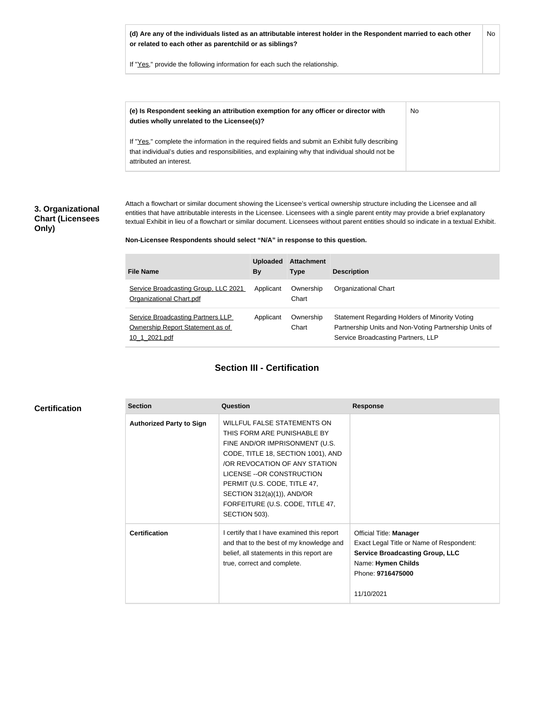| | |
|---|---|
| **(d) Are any of the individuals listed as an attributable interest holder in the Respondent married to each other or related to each other as parentchild or as siblings?**<br><br>If "Yes," provide the following information for each such the relationship. | No |

| | |
|---|---|
| **(e) Is Respondent seeking an attribution exemption for any officer or director with duties wholly unrelated to the Licensee(s)?**<br><br>If "Yes," complete the information in the required fields and submit an Exhibit fully describing that individual's duties and responsibilities, and explaining why that individual should not be attributed an interest. | No |

### 3. Organizational Chart (Licensees Only)

Attach a flowchart or similar document showing the Licensee's vertical ownership structure including the Licensee and all entities that have attributable interests in the Licensee. Licensees with a single parent entity may provide a brief explanatory textual Exhibit in lieu of a flowchart or similar document. Licensees without parent entities should so indicate in a textual Exhibit.

**Non-Licensee Respondents should select "N/A" in response to this question.**

| File Name | Uploaded By | Attachment Type | Description |
|---|---|---|---|
| Service Broadcasting Group, LLC 2021 Organizational Chart.pdf | Applicant | Ownership Chart | Organizational Chart |
| Service Broadcasting Partners LLP Ownership Report Statement as of 10_1_2021.pdf | Applicant | Ownership Chart | Statement Regarding Holders of Minority Voting Partnership Units and Non-Voting Partnership Units of Service Broadcasting Partners, LLP |

## Section III - Certification

### Certification

| Section | Question | Response |
|---|---|---|
| **Authorized Party to Sign** | WILLFUL FALSE STATEMENTS ON THIS FORM ARE PUNISHABLE BY FINE AND/OR IMPRISONMENT (U.S. CODE, TITLE 18, SECTION 1001), AND /OR REVOCATION OF ANY STATION LICENSE --OR CONSTRUCTION PERMIT (U.S. CODE, TITLE 47, SECTION 312(a)(1)), AND/OR FORFEITURE (U.S. CODE, TITLE 47, SECTION 503). | |
| **Certification** | I certify that I have examined this report and that to the best of my knowledge and belief, all statements in this report are true, correct and complete. | Official Title: **Manager**<br>Exact Legal Title or Name of Respondent: **Service Broadcasting Group, LLC**<br>Name: **Hymen Childs**<br>Phone: **9716475000**<br><br>11/10/2021 |